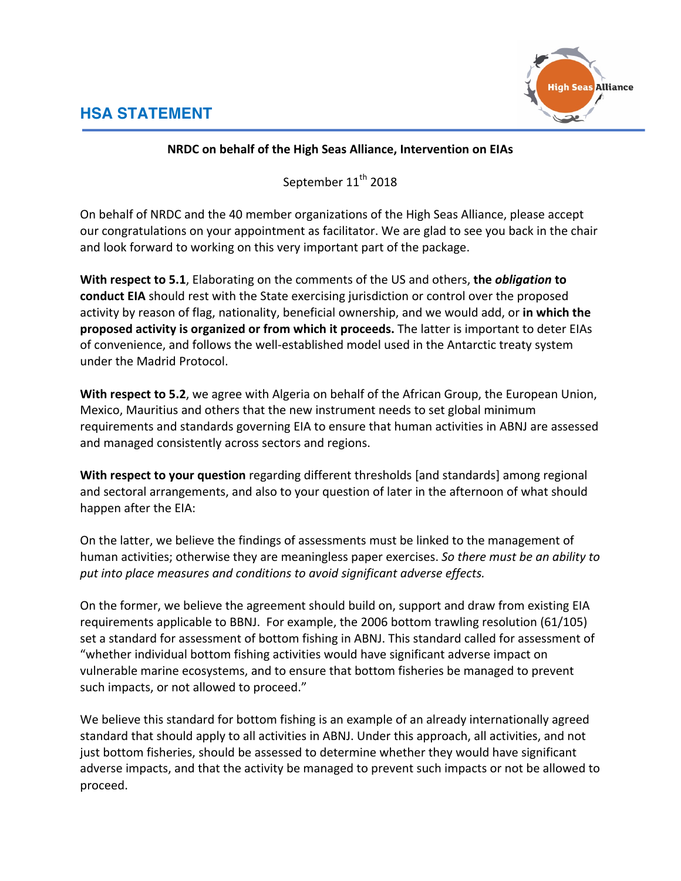# HSA STATEMENT

**NRDC on behalf of the High Seas Alliance, Intervention on EIAs**

September 11th 2018

On behalf of NRDC and the 40 member organizations of the High Seas Alliance, please accept our congratulations on your appointment as facilitator. We are glad to see you back in the chair and look forward to working on this very important part of the package.

**With respect to 5.1**, Elaborating on the comments of the US and others, **the *obligation* to conduct EIA** should rest with the State exercising jurisdiction or control over the proposed activity by reason of flag, nationality, beneficial ownership, and we would add, or **in which the proposed activity is organized or from which it proceeds.** The latter is important to deter EIAs of convenience, and follows the well-established model used in the Antarctic treaty system under the Madrid Protocol.

**With respect to 5.2**, we agree with Algeria on behalf of the African Group, the European Union, Mexico, Mauritius and others that the new instrument needs to set global minimum requirements and standards governing EIA to ensure that human activities in ABNJ are assessed and managed consistently across sectors and regions.

**With respect to your question** regarding different thresholds [and standards] among regional and sectoral arrangements, and also to your question of later in the afternoon of what should happen after the EIA:

On the latter, we believe the findings of assessments must be linked to the management of human activities; otherwise they are meaningless paper exercises. *So there must be an ability to put into place measures and conditions to avoid significant adverse effects.*

On the former, we believe the agreement should build on, support and draw from existing EIA requirements applicable to BBNJ. For example, the 2006 bottom trawling resolution (61/105) set a standard for assessment of bottom fishing in ABNJ. This standard called for assessment of "whether individual bottom fishing activities would have significant adverse impact on vulnerable marine ecosystems, and to ensure that bottom fisheries be managed to prevent such impacts, or not allowed to proceed."

We believe this standard for bottom fishing is an example of an already internationally agreed standard that should apply to all activities in ABNJ. Under this approach, all activities, and not just bottom fisheries, should be assessed to determine whether they would have significant adverse impacts, and that the activity be managed to prevent such impacts or not be allowed to proceed.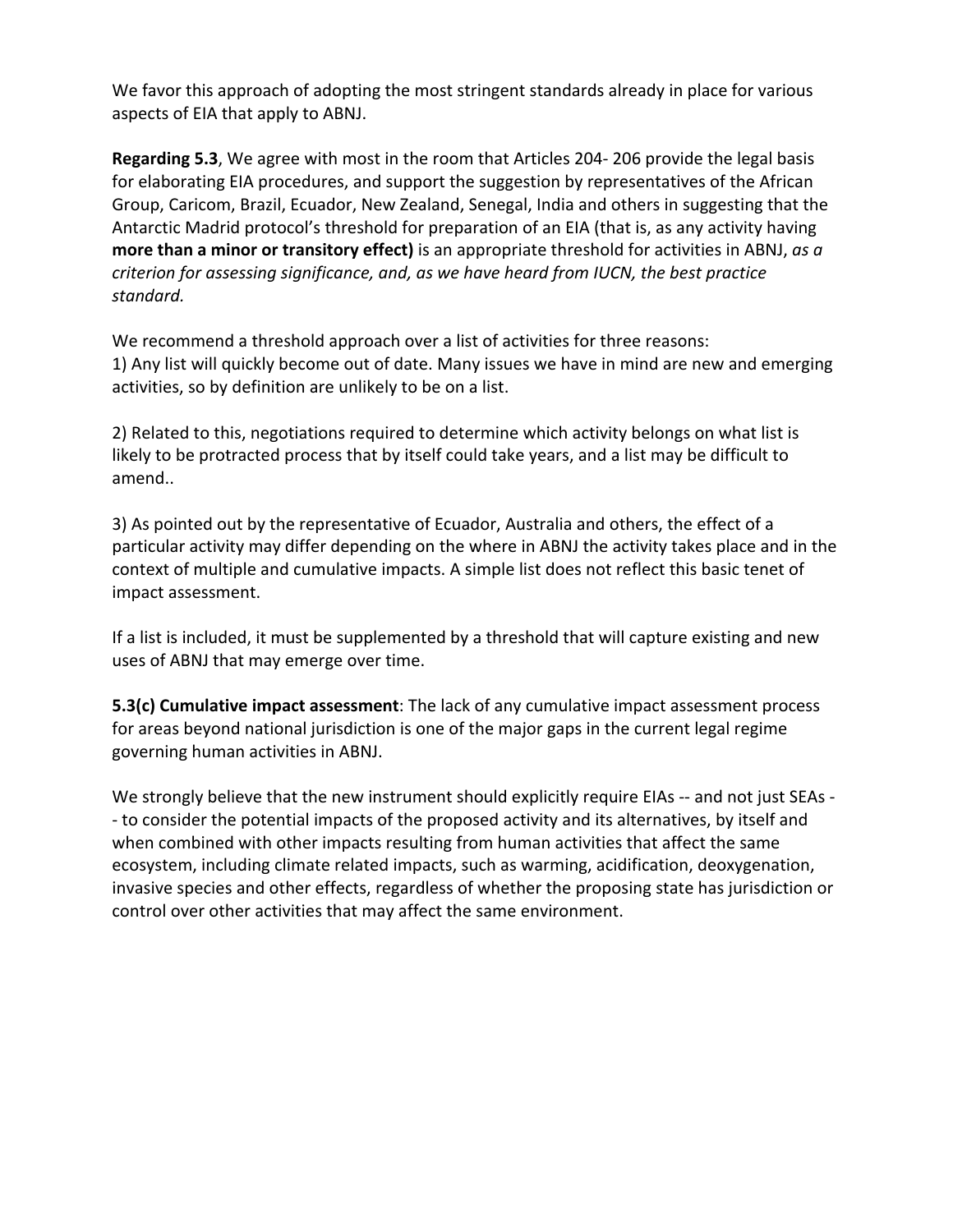We favor this approach of adopting the most stringent standards already in place for various aspects of EIA that apply to ABNJ.

**Regarding 5.3**, We agree with most in the room that Articles 204- 206 provide the legal basis for elaborating EIA procedures, and support the suggestion by representatives of the African Group, Caricom, Brazil, Ecuador, New Zealand, Senegal, India and others in suggesting that the Antarctic Madrid protocol's threshold for preparation of an EIA (that is, as any activity having **more than a minor or transitory effect)** is an appropriate threshold for activities in ABNJ, *as a criterion for assessing significance, and, as we have heard from IUCN, the best practice standard.*

We recommend a threshold approach over a list of activities for three reasons:
1) Any list will quickly become out of date. Many issues we have in mind are new and emerging activities, so by definition are unlikely to be on a list.

2) Related to this, negotiations required to determine which activity belongs on what list is likely to be protracted process that by itself could take years, and a list may be difficult to amend..

3) As pointed out by the representative of Ecuador, Australia and others, the effect of a particular activity may differ depending on the where in ABNJ the activity takes place and in the context of multiple and cumulative impacts. A simple list does not reflect this basic tenet of impact assessment.

If a list is included, it must be supplemented by a threshold that will capture existing and new uses of ABNJ that may emerge over time.

**5.3(c) Cumulative impact assessment**: The lack of any cumulative impact assessment process for areas beyond national jurisdiction is one of the major gaps in the current legal regime governing human activities in ABNJ.

We strongly believe that the new instrument should explicitly require EIAs -- and not just SEAs -- to consider the potential impacts of the proposed activity and its alternatives, by itself and when combined with other impacts resulting from human activities that affect the same ecosystem, including climate related impacts, such as warming, acidification, deoxygenation, invasive species and other effects, regardless of whether the proposing state has jurisdiction or control over other activities that may affect the same environment.